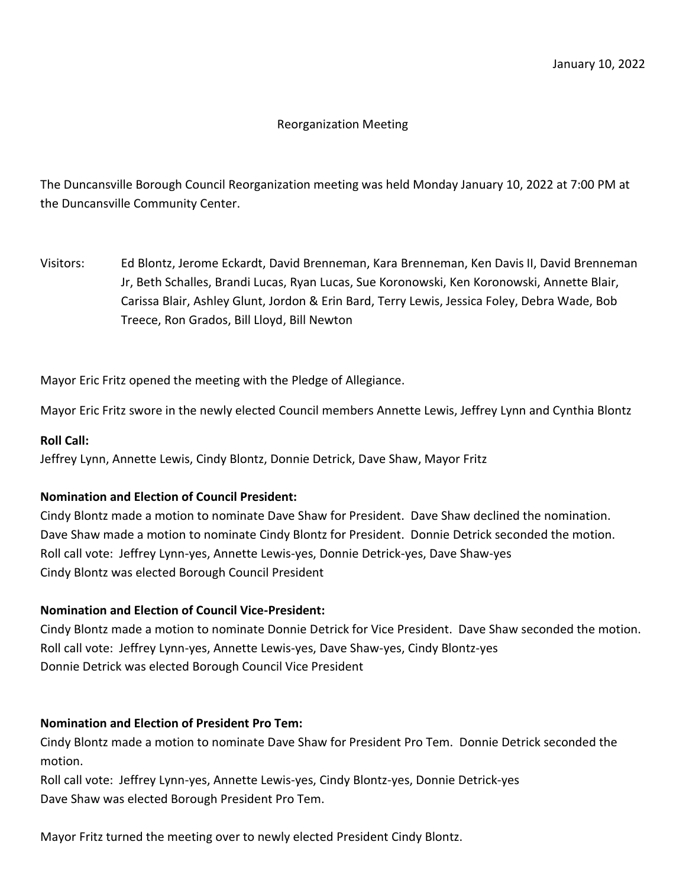January 10, 2022

Reorganization Meeting

The Duncansville Borough Council Reorganization meeting was held Monday January 10, 2022 at 7:00 PM at the Duncansville Community Center.

Visitors: Ed Blontz, Jerome Eckardt, David Brenneman, Kara Brenneman, Ken Davis II, David Brenneman Jr, Beth Schalles, Brandi Lucas, Ryan Lucas, Sue Koronowski, Ken Koronowski, Annette Blair, Carissa Blair, Ashley Glunt, Jordon & Erin Bard, Terry Lewis, Jessica Foley, Debra Wade, Bob Treece, Ron Grados, Bill Lloyd, Bill Newton

Mayor Eric Fritz opened the meeting with the Pledge of Allegiance.

Mayor Eric Fritz swore in the newly elected Council members Annette Lewis, Jeffrey Lynn and Cynthia Blontz

**Roll Call:**
Jeffrey Lynn, Annette Lewis, Cindy Blontz, Donnie Detrick, Dave Shaw, Mayor Fritz

**Nomination and Election of Council President:**
Cindy Blontz made a motion to nominate Dave Shaw for President. Dave Shaw declined the nomination. Dave Shaw made a motion to nominate Cindy Blontz for President. Donnie Detrick seconded the motion.
Roll call vote: Jeffrey Lynn-yes, Annette Lewis-yes, Donnie Detrick-yes, Dave Shaw-yes
Cindy Blontz was elected Borough Council President

**Nomination and Election of Council Vice-President:**
Cindy Blontz made a motion to nominate Donnie Detrick for Vice President. Dave Shaw seconded the motion.
Roll call vote: Jeffrey Lynn-yes, Annette Lewis-yes, Dave Shaw-yes, Cindy Blontz-yes
Donnie Detrick was elected Borough Council Vice President

**Nomination and Election of President Pro Tem:**
Cindy Blontz made a motion to nominate Dave Shaw for President Pro Tem. Donnie Detrick seconded the motion.
Roll call vote: Jeffrey Lynn-yes, Annette Lewis-yes, Cindy Blontz-yes, Donnie Detrick-yes
Dave Shaw was elected Borough President Pro Tem.

Mayor Fritz turned the meeting over to newly elected President Cindy Blontz.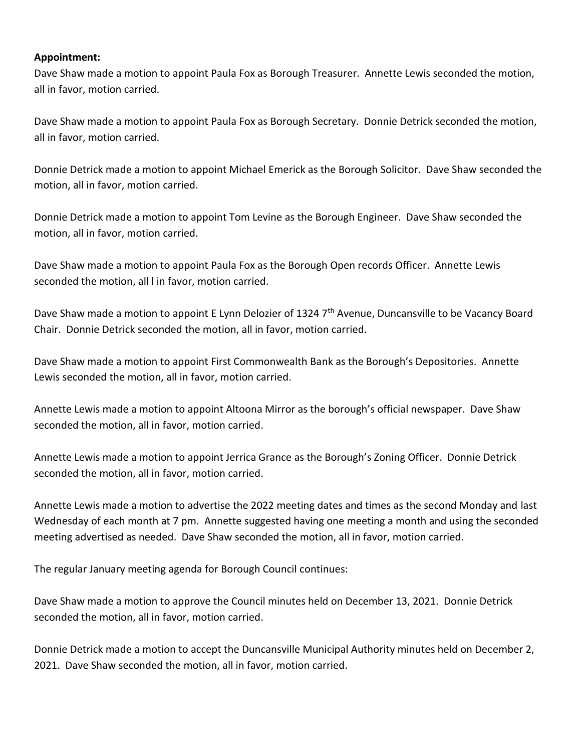**Appointment:**

Dave Shaw made a motion to appoint Paula Fox as Borough Treasurer. Annette Lewis seconded the motion, all in favor, motion carried.

Dave Shaw made a motion to appoint Paula Fox as Borough Secretary. Donnie Detrick seconded the motion, all in favor, motion carried.

Donnie Detrick made a motion to appoint Michael Emerick as the Borough Solicitor. Dave Shaw seconded the motion, all in favor, motion carried.

Donnie Detrick made a motion to appoint Tom Levine as the Borough Engineer. Dave Shaw seconded the motion, all in favor, motion carried.

Dave Shaw made a motion to appoint Paula Fox as the Borough Open records Officer. Annette Lewis seconded the motion, all l in favor, motion carried.

Dave Shaw made a motion to appoint E Lynn Delozier of 1324 7th Avenue, Duncansville to be Vacancy Board Chair. Donnie Detrick seconded the motion, all in favor, motion carried.

Dave Shaw made a motion to appoint First Commonwealth Bank as the Borough's Depositories. Annette Lewis seconded the motion, all in favor, motion carried.

Annette Lewis made a motion to appoint Altoona Mirror as the borough's official newspaper. Dave Shaw seconded the motion, all in favor, motion carried.

Annette Lewis made a motion to appoint Jerrica Grance as the Borough's Zoning Officer. Donnie Detrick seconded the motion, all in favor, motion carried.

Annette Lewis made a motion to advertise the 2022 meeting dates and times as the second Monday and last Wednesday of each month at 7 pm. Annette suggested having one meeting a month and using the seconded meeting advertised as needed. Dave Shaw seconded the motion, all in favor, motion carried.

The regular January meeting agenda for Borough Council continues:

Dave Shaw made a motion to approve the Council minutes held on December 13, 2021. Donnie Detrick seconded the motion, all in favor, motion carried.

Donnie Detrick made a motion to accept the Duncansville Municipal Authority minutes held on December 2, 2021. Dave Shaw seconded the motion, all in favor, motion carried.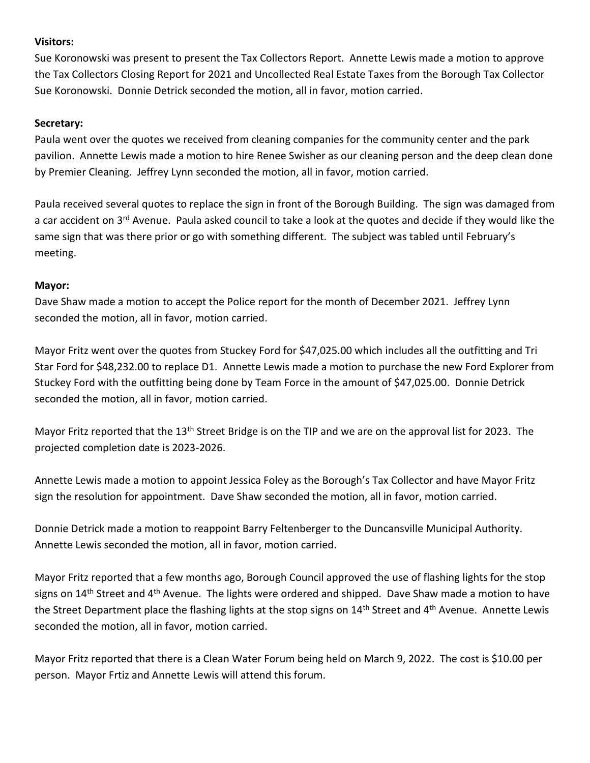**Visitors:**
Sue Koronowski was present to present the Tax Collectors Report. Annette Lewis made a motion to approve the Tax Collectors Closing Report for 2021 and Uncollected Real Estate Taxes from the Borough Tax Collector Sue Koronowski. Donnie Detrick seconded the motion, all in favor, motion carried.

**Secretary:**
Paula went over the quotes we received from cleaning companies for the community center and the park pavilion. Annette Lewis made a motion to hire Renee Swisher as our cleaning person and the deep clean done by Premier Cleaning. Jeffrey Lynn seconded the motion, all in favor, motion carried.

Paula received several quotes to replace the sign in front of the Borough Building. The sign was damaged from a car accident on 3rd Avenue. Paula asked council to take a look at the quotes and decide if they would like the same sign that was there prior or go with something different. The subject was tabled until February's meeting.

**Mayor:**
Dave Shaw made a motion to accept the Police report for the month of December 2021. Jeffrey Lynn seconded the motion, all in favor, motion carried.

Mayor Fritz went over the quotes from Stuckey Ford for $47,025.00 which includes all the outfitting and Tri Star Ford for $48,232.00 to replace D1. Annette Lewis made a motion to purchase the new Ford Explorer from Stuckey Ford with the outfitting being done by Team Force in the amount of $47,025.00. Donnie Detrick seconded the motion, all in favor, motion carried.

Mayor Fritz reported that the 13th Street Bridge is on the TIP and we are on the approval list for 2023. The projected completion date is 2023-2026.

Annette Lewis made a motion to appoint Jessica Foley as the Borough's Tax Collector and have Mayor Fritz sign the resolution for appointment. Dave Shaw seconded the motion, all in favor, motion carried.

Donnie Detrick made a motion to reappoint Barry Feltenberger to the Duncansville Municipal Authority. Annette Lewis seconded the motion, all in favor, motion carried.

Mayor Fritz reported that a few months ago, Borough Council approved the use of flashing lights for the stop signs on 14th Street and 4th Avenue. The lights were ordered and shipped. Dave Shaw made a motion to have the Street Department place the flashing lights at the stop signs on 14th Street and 4th Avenue. Annette Lewis seconded the motion, all in favor, motion carried.

Mayor Fritz reported that there is a Clean Water Forum being held on March 9, 2022. The cost is $10.00 per person. Mayor Frtiz and Annette Lewis will attend this forum.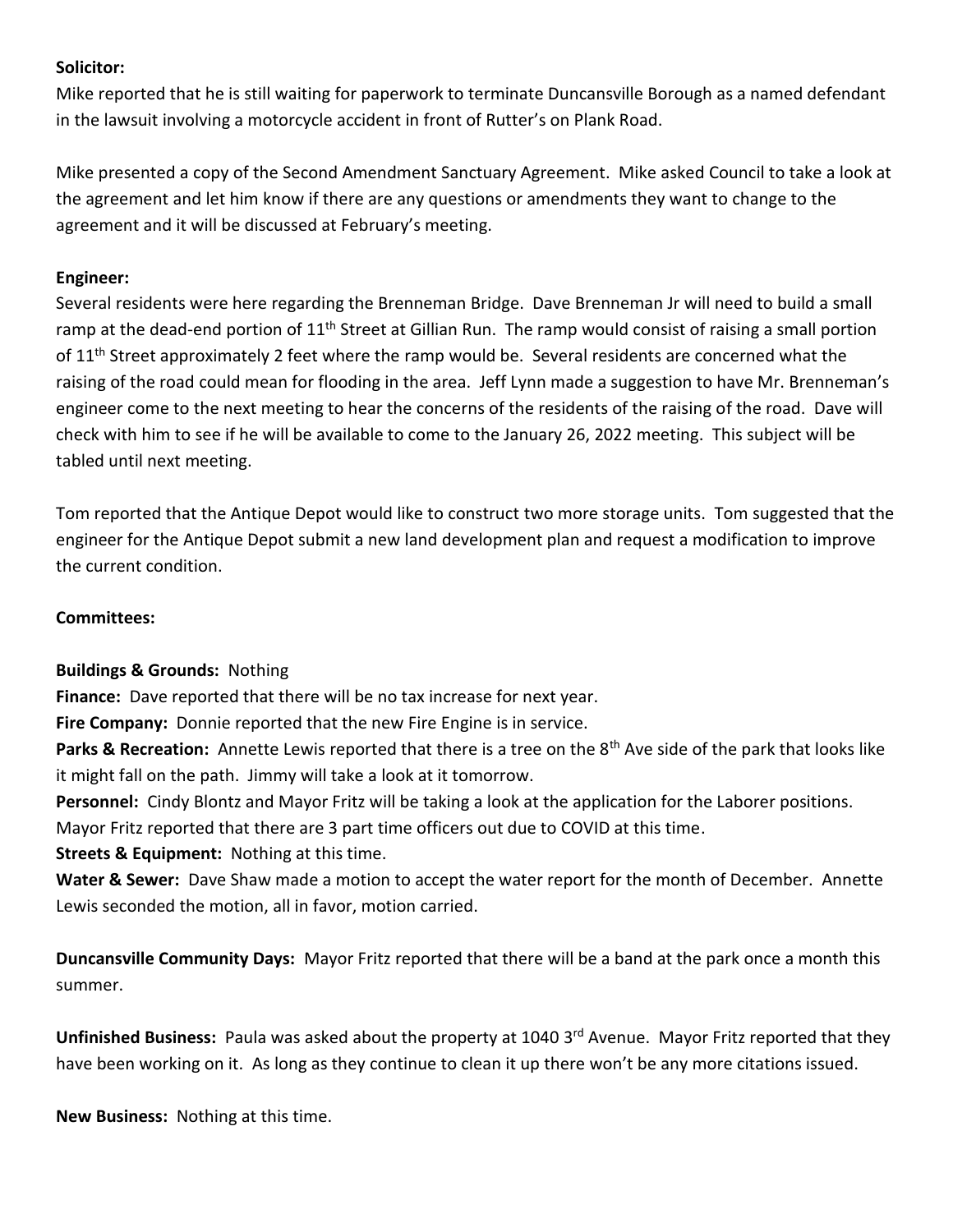**Solicitor:**
Mike reported that he is still waiting for paperwork to terminate Duncansville Borough as a named defendant in the lawsuit involving a motorcycle accident in front of Rutter's on Plank Road.

Mike presented a copy of the Second Amendment Sanctuary Agreement. Mike asked Council to take a look at the agreement and let him know if there are any questions or amendments they want to change to the agreement and it will be discussed at February's meeting.

**Engineer:**
Several residents were here regarding the Brenneman Bridge. Dave Brenneman Jr will need to build a small ramp at the dead-end portion of 11th Street at Gillian Run. The ramp would consist of raising a small portion of 11th Street approximately 2 feet where the ramp would be. Several residents are concerned what the raising of the road could mean for flooding in the area. Jeff Lynn made a suggestion to have Mr. Brenneman's engineer come to the next meeting to hear the concerns of the residents of the raising of the road. Dave will check with him to see if he will be available to come to the January 26, 2022 meeting. This subject will be tabled until next meeting.

Tom reported that the Antique Depot would like to construct two more storage units. Tom suggested that the engineer for the Antique Depot submit a new land development plan and request a modification to improve the current condition.

**Committees:**

**Buildings & Grounds:** Nothing
**Finance:** Dave reported that there will be no tax increase for next year.
**Fire Company:** Donnie reported that the new Fire Engine is in service.
**Parks & Recreation:** Annette Lewis reported that there is a tree on the 8th Ave side of the park that looks like it might fall on the path. Jimmy will take a look at it tomorrow.
**Personnel:** Cindy Blontz and Mayor Fritz will be taking a look at the application for the Laborer positions. Mayor Fritz reported that there are 3 part time officers out due to COVID at this time.
**Streets & Equipment:** Nothing at this time.
**Water & Sewer:** Dave Shaw made a motion to accept the water report for the month of December. Annette Lewis seconded the motion, all in favor, motion carried.

**Duncansville Community Days:** Mayor Fritz reported that there will be a band at the park once a month this summer.

**Unfinished Business:** Paula was asked about the property at 1040 3rd Avenue. Mayor Fritz reported that they have been working on it. As long as they continue to clean it up there won't be any more citations issued.

**New Business:** Nothing at this time.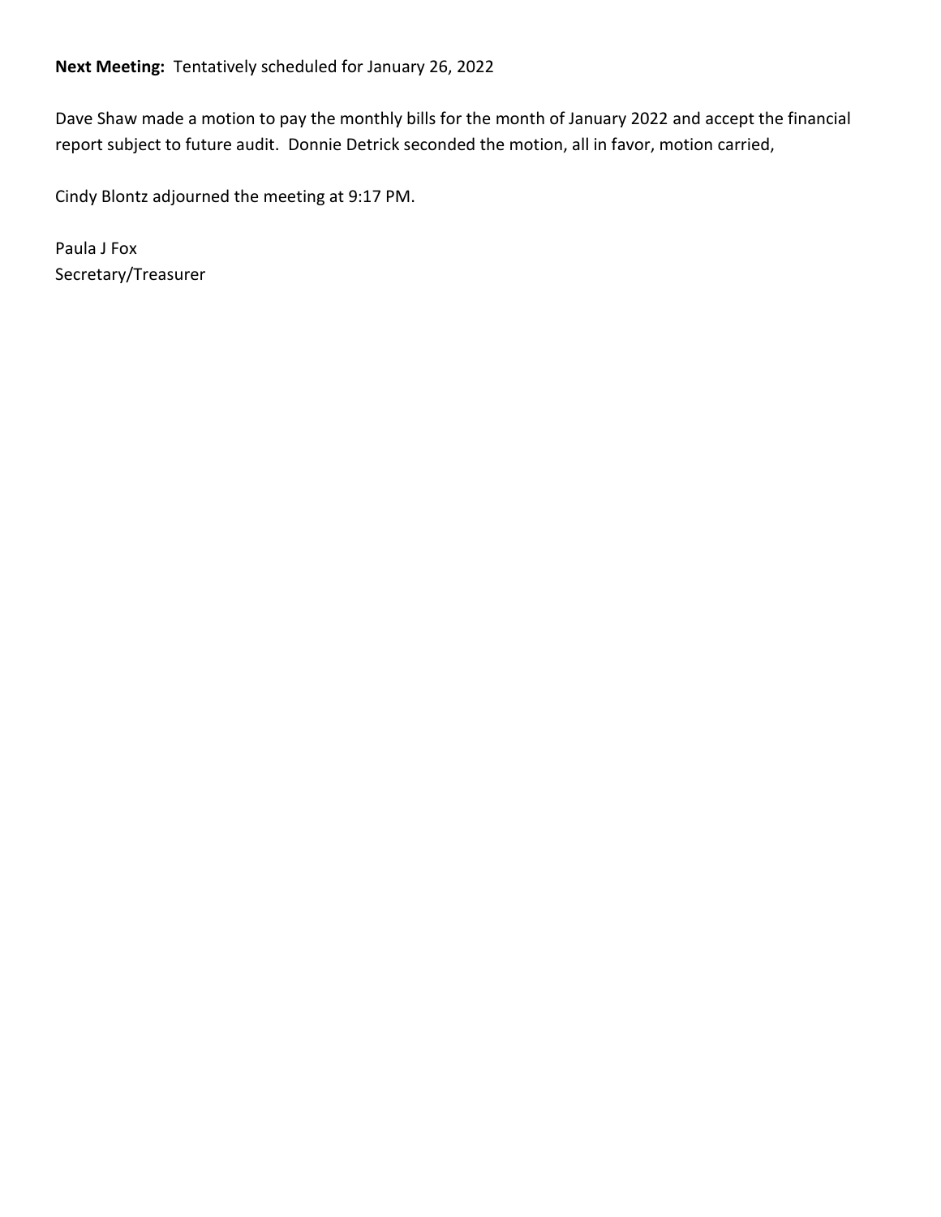**Next Meeting:** Tentatively scheduled for January 26, 2022

Dave Shaw made a motion to pay the monthly bills for the month of January 2022 and accept the financial report subject to future audit. Donnie Detrick seconded the motion, all in favor, motion carried,

Cindy Blontz adjourned the meeting at 9:17 PM.

Paula J Fox
Secretary/Treasurer